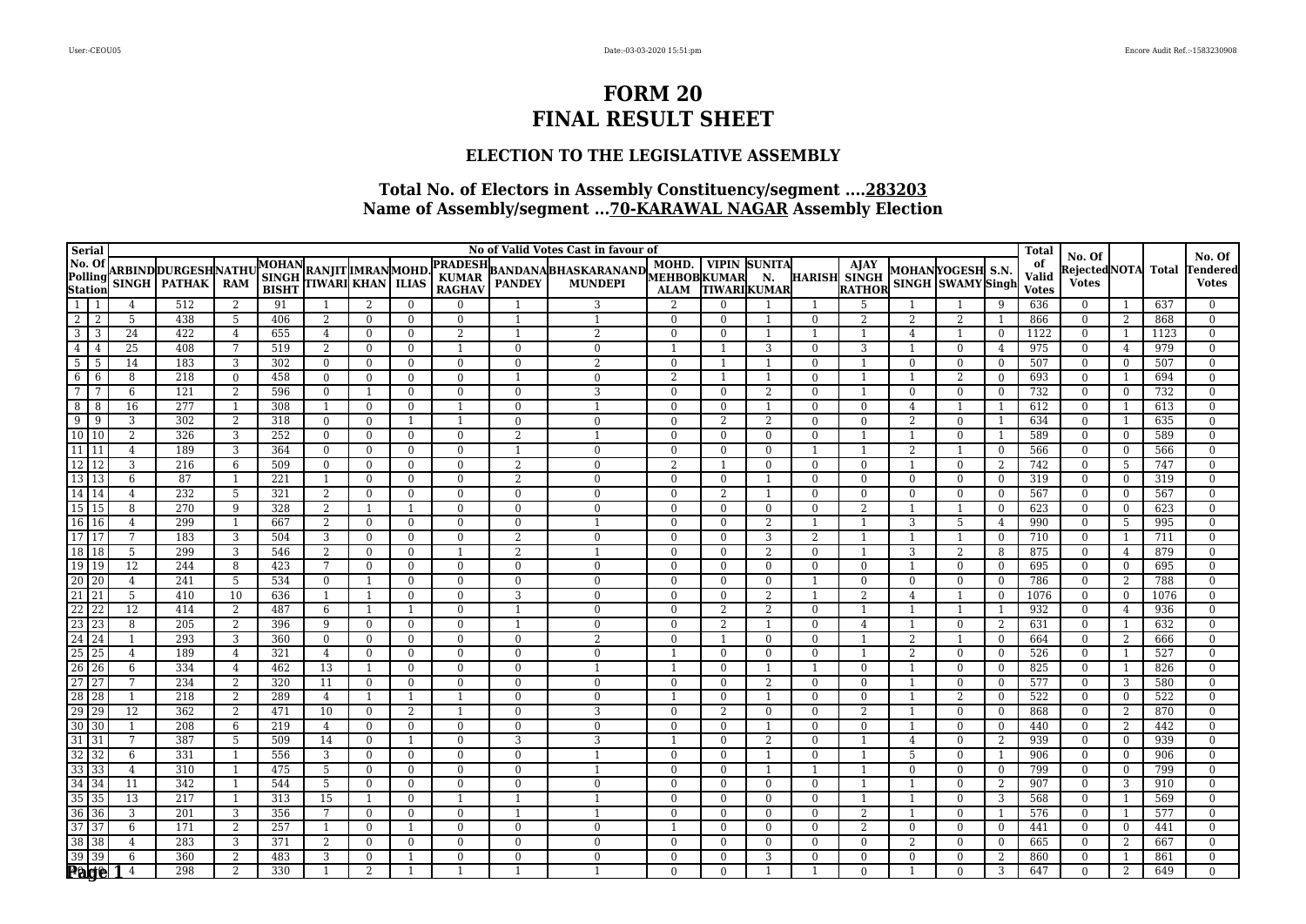# FORM 20
# FINAL RESULT SHEET

### ELECTION TO THE LEGISLATIVE ASSEMBLY

### Total No. of Electors in Assembly Constituency/segment ....283203
### Name of Assembly/segment ...70-KARAWAL NAGAR Assembly Election

| Serial No. Of Polling Station | | No of Valid Votes Cast in favour of | | | | | | | | | | | | | | | | | | Total of Valid Votes | No. Of Rejected Votes | NOTA | Total | No. Of Tendered Votes |
|---|---|---|---|---|---|---|---|---|---|---|---|---|---|---|---|---|---|---|---|---|---|---|---|---|
| | | ARBIND SINGH | DURGESH PATHAK | NATHU RAM | MOHAN SINGH BISHT | RANJIT TIWARI | IMRAN KHAN | MOHD. ILIAS | PRADESH KUMAR RAGHAV | BANDANA PANDEY | BHASKARANAND MUNDEPI | MOHD. MEHBOB ALAM | VIPIN KUMAR TIWARI | SUNITA N. KUMAR | HARISH | AJAY SINGH RATHOR | MOHAN SINGH | YOGESH SWAMY | S.N. Singh | | | | | |
| 1 | 1 | 4 | 512 | 2 | 91 | 1 | 2 | 0 | 0 | 1 | 3 | 2 | 0 | 1 | 1 | 5 | 1 | 1 | 9 | 636 | 0 | 1 | 637 | 0 |
| 2 | 2 | 5 | 438 | 5 | 406 | 2 | 0 | 0 | 0 | 1 | 1 | 0 | 0 | 1 | 0 | 2 | 2 | 2 | 1 | 866 | 0 | 2 | 868 | 0 |
| 3 | 3 | 24 | 422 | 4 | 655 | 4 | 0 | 0 | 2 | 1 | 2 | 0 | 0 | 1 | 1 | 1 | 4 | 1 | 0 | 1122 | 0 | 1 | 1123 | 0 |
| 4 | 4 | 25 | 408 | 7 | 519 | 2 | 0 | 0 | 1 | 0 | 0 | 1 | 1 | 3 | 0 | 3 | 1 | 0 | 4 | 975 | 0 | 4 | 979 | 0 |
| 5 | 5 | 14 | 183 | 3 | 302 | 0 | 0 | 0 | 0 | 0 | 2 | 0 | 1 | 1 | 0 | 1 | 0 | 0 | 0 | 507 | 0 | 0 | 507 | 0 |
| 6 | 6 | 8 | 218 | 0 | 458 | 0 | 0 | 0 | 0 | 1 | 0 | 2 | 1 | 1 | 0 | 1 | 1 | 2 | 0 | 693 | 0 | 1 | 694 | 0 |
| 7 | 7 | 6 | 121 | 2 | 596 | 0 | 1 | 0 | 0 | 0 | 3 | 0 | 0 | 2 | 0 | 1 | 0 | 0 | 0 | 732 | 0 | 0 | 732 | 0 |
| 8 | 8 | 16 | 277 | 1 | 308 | 1 | 0 | 0 | 1 | 0 | 1 | 0 | 0 | 1 | 0 | 0 | 4 | 1 | 1 | 612 | 0 | 1 | 613 | 0 |
| 9 | 9 | 3 | 302 | 2 | 318 | 0 | 0 | 1 | 1 | 0 | 0 | 0 | 2 | 2 | 0 | 0 | 2 | 0 | 1 | 634 | 0 | 1 | 635 | 0 |
| 10 | 10 | 2 | 326 | 3 | 252 | 0 | 0 | 0 | 0 | 2 | 1 | 0 | 0 | 0 | 0 | 1 | 1 | 0 | 1 | 589 | 0 | 0 | 589 | 0 |
| 11 | 11 | 4 | 189 | 3 | 364 | 0 | 0 | 0 | 0 | 1 | 0 | 0 | 0 | 0 | 1 | 1 | 2 | 1 | 0 | 566 | 0 | 0 | 566 | 0 |
| 12 | 12 | 3 | 216 | 6 | 509 | 0 | 0 | 0 | 0 | 2 | 0 | 2 | 1 | 0 | 0 | 0 | 1 | 0 | 2 | 742 | 0 | 5 | 747 | 0 |
| 13 | 13 | 6 | 87 | 1 | 221 | 1 | 0 | 0 | 0 | 2 | 0 | 0 | 0 | 1 | 0 | 0 | 0 | 0 | 0 | 319 | 0 | 0 | 319 | 0 |
| 14 | 14 | 4 | 232 | 5 | 321 | 2 | 0 | 0 | 0 | 0 | 0 | 0 | 2 | 1 | 0 | 0 | 0 | 0 | 0 | 567 | 0 | 0 | 567 | 0 |
| 15 | 15 | 8 | 270 | 9 | 328 | 2 | 1 | 1 | 0 | 0 | 0 | 0 | 0 | 0 | 0 | 2 | 1 | 1 | 0 | 623 | 0 | 0 | 623 | 0 |
| 16 | 16 | 4 | 299 | 1 | 667 | 2 | 0 | 0 | 0 | 0 | 1 | 0 | 0 | 2 | 1 | 1 | 3 | 5 | 4 | 990 | 0 | 5 | 995 | 0 |
| 17 | 17 | 7 | 183 | 3 | 504 | 3 | 0 | 0 | 0 | 2 | 0 | 0 | 0 | 3 | 2 | 1 | 1 | 1 | 0 | 710 | 0 | 1 | 711 | 0 |
| 18 | 18 | 5 | 299 | 3 | 546 | 2 | 0 | 0 | 1 | 2 | 1 | 0 | 0 | 2 | 0 | 1 | 3 | 2 | 8 | 875 | 0 | 4 | 879 | 0 |
| 19 | 19 | 12 | 244 | 8 | 423 | 7 | 0 | 0 | 0 | 0 | 0 | 0 | 0 | 0 | 0 | 0 | 1 | 0 | 0 | 695 | 0 | 0 | 695 | 0 |
| 20 | 20 | 4 | 241 | 5 | 534 | 0 | 1 | 0 | 0 | 0 | 0 | 0 | 0 | 0 | 1 | 0 | 0 | 0 | 0 | 786 | 0 | 2 | 788 | 0 |
| 21 | 21 | 5 | 410 | 10 | 636 | 1 | 1 | 0 | 0 | 3 | 0 | 0 | 0 | 2 | 1 | 2 | 4 | 1 | 0 | 1076 | 0 | 0 | 1076 | 0 |
| 22 | 22 | 12 | 414 | 2 | 487 | 6 | 1 | 1 | 0 | 1 | 0 | 0 | 2 | 2 | 0 | 1 | 1 | 1 | 1 | 932 | 0 | 4 | 936 | 0 |
| 23 | 23 | 8 | 205 | 2 | 396 | 9 | 0 | 0 | 0 | 1 | 0 | 0 | 2 | 1 | 0 | 4 | 1 | 0 | 2 | 631 | 0 | 1 | 632 | 0 |
| 24 | 24 | 1 | 293 | 3 | 360 | 0 | 0 | 0 | 0 | 0 | 2 | 0 | 1 | 0 | 0 | 1 | 2 | 1 | 0 | 664 | 0 | 2 | 666 | 0 |
| 25 | 25 | 4 | 189 | 4 | 321 | 4 | 0 | 0 | 0 | 0 | 0 | 1 | 0 | 0 | 0 | 1 | 2 | 0 | 0 | 526 | 0 | 1 | 527 | 0 |
| 26 | 26 | 6 | 334 | 4 | 462 | 13 | 1 | 0 | 0 | 0 | 1 | 1 | 0 | 1 | 1 | 0 | 1 | 0 | 0 | 825 | 0 | 1 | 826 | 0 |
| 27 | 27 | 7 | 234 | 2 | 320 | 11 | 0 | 0 | 0 | 0 | 0 | 0 | 0 | 2 | 0 | 0 | 1 | 0 | 0 | 577 | 0 | 3 | 580 | 0 |
| 28 | 28 | 1 | 218 | 2 | 289 | 4 | 1 | 1 | 1 | 0 | 0 | 1 | 0 | 1 | 0 | 0 | 1 | 2 | 0 | 522 | 0 | 0 | 522 | 0 |
| 29 | 29 | 12 | 362 | 2 | 471 | 10 | 0 | 2 | 1 | 0 | 3 | 0 | 2 | 0 | 0 | 2 | 1 | 0 | 0 | 868 | 0 | 2 | 870 | 0 |
| 30 | 30 | 1 | 208 | 6 | 219 | 4 | 0 | 0 | 0 | 0 | 0 | 0 | 0 | 1 | 0 | 0 | 1 | 0 | 0 | 440 | 0 | 2 | 442 | 0 |
| 31 | 31 | 7 | 387 | 5 | 509 | 14 | 0 | 1 | 0 | 3 | 3 | 1 | 0 | 2 | 0 | 1 | 4 | 0 | 2 | 939 | 0 | 0 | 939 | 0 |
| 32 | 32 | 6 | 331 | 1 | 556 | 3 | 0 | 0 | 0 | 0 | 1 | 0 | 0 | 1 | 0 | 1 | 5 | 0 | 1 | 906 | 0 | 0 | 906 | 0 |
| 33 | 33 | 4 | 310 | 1 | 475 | 5 | 0 | 0 | 0 | 0 | 1 | 0 | 0 | 1 | 1 | 1 | 0 | 0 | 0 | 799 | 0 | 0 | 799 | 0 |
| 34 | 34 | 11 | 342 | 1 | 544 | 5 | 0 | 0 | 0 | 0 | 0 | 0 | 0 | 0 | 0 | 1 | 1 | 0 | 2 | 907 | 0 | 3 | 910 | 0 |
| 35 | 35 | 13 | 217 | 1 | 313 | 15 | 1 | 0 | 1 | 1 | 1 | 0 | 0 | 0 | 0 | 1 | 1 | 0 | 3 | 568 | 0 | 1 | 569 | 0 |
| 36 | 36 | 3 | 201 | 3 | 356 | 7 | 0 | 0 | 0 | 1 | 1 | 0 | 0 | 0 | 0 | 2 | 1 | 0 | 1 | 576 | 0 | 1 | 577 | 0 |
| 37 | 37 | 6 | 171 | 2 | 257 | 1 | 0 | 1 | 0 | 0 | 0 | 1 | 0 | 0 | 0 | 2 | 0 | 0 | 0 | 441 | 0 | 0 | 441 | 0 |
| 38 | 38 | 4 | 283 | 3 | 371 | 2 | 0 | 0 | 0 | 0 | 0 | 0 | 0 | 0 | 0 | 0 | 2 | 0 | 0 | 665 | 0 | 2 | 667 | 0 |
| 39 | 39 | 6 | 360 | 2 | 483 | 3 | 0 | 1 | 0 | 0 | 0 | 0 | 0 | 3 | 0 | 0 | 0 | 0 | 2 | 860 | 0 | 1 | 861 | 0 |
| 40 | 40 | 4 | 298 | 2 | 330 | 1 | 2 | 1 | 1 | 1 | 1 | 0 | 0 | 1 | 1 | 0 | 1 | 0 | 3 | 647 | 0 | 2 | 649 | 0 |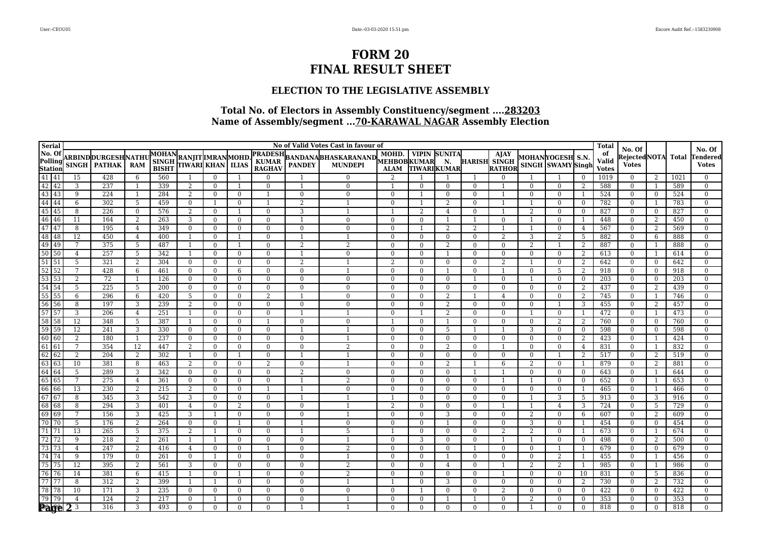# FORM 20
# FINAL RESULT SHEET

## ELECTION TO THE LEGISLATIVE ASSEMBLY

### Total No. of Electors in Assembly Constituency/segment ....283203
### Name of Assembly/segment ...70-KARAWAL NAGAR Assembly Election

| Serial No. Of Polling Station | | No of Valid Votes Cast in favour of | | | | | | | | | | | | | | | | | | | Total of Valid Votes | No. Of Rejected Votes | NOTA | Total | No. Of Tendered Votes |
|---|---|---|---|---|---|---|---|---|---|---|---|---|---|---|---|---|---|---|---|---|---|---|---|---|---|
| | | ARBIND SINGH | DURGESH PATHAK | NATHU RAM | MOHAN SINGH BISHT | RANJIT TIWARI | IMRAN KHAN | MOHD. ILIAS | PRADESH KUMAR RAGHAV | BANDANA PANDEY | BHASKARANAND MUNDEPI | MOHD. MEHBOB ALAM | VIPIN KUMAR TIWARI | SUNITA N. KUMAR | HARISH | AJAY SINGH RATHOR | MOHAN SINGH | YOGESH SWAMY | S.N. Singh | | | | | |
| 41 | 41 | 15 | 428 | 6 | 560 | 1 | 0 | 1 | 0 | 1 | 0 | 2 | 1 | 1 | 1 | 0 | 1 | 1 | 0 | 1019 | 0 | 2 | 1021 | 0 |
| 42 | 42 | 3 | 237 | 1 | 339 | 2 | 0 | 1 | 0 | 1 | 0 | 1 | 0 | 0 | 0 | 1 | 0 | 0 | 2 | 588 | 0 | 1 | 589 | 0 |
| 43 | 43 | 9 | 224 | 1 | 284 | 2 | 0 | 0 | 1 | 0 | 0 | 0 | 1 | 0 | 0 | 1 | 0 | 0 | 1 | 524 | 0 | 0 | 524 | 0 |
| 44 | 44 | 6 | 302 | 5 | 459 | 0 | 1 | 0 | 1 | 2 | 1 | 0 | 1 | 2 | 0 | 1 | 1 | 0 | 0 | 782 | 0 | 1 | 783 | 0 |
| 45 | 45 | 8 | 226 | 0 | 576 | 2 | 0 | 1 | 0 | 3 | 1 | 1 | 2 | 4 | 0 | 1 | 2 | 0 | 0 | 827 | 0 | 0 | 827 | 0 |
| 46 | 46 | 11 | 164 | 2 | 263 | 3 | 0 | 0 | 0 | 1 | 0 | 0 | 0 | 1 | 1 | 0 | 1 | 0 | 1 | 448 | 0 | 2 | 450 | 0 |
| 47 | 47 | 8 | 195 | 4 | 349 | 0 | 0 | 0 | 0 | 0 | 0 | 0 | 1 | 2 | 2 | 1 | 1 | 0 | 4 | 567 | 0 | 2 | 569 | 0 |
| 48 | 48 | 12 | 450 | 4 | 400 | 1 | 0 | 1 | 0 | 1 | 1 | 0 | 0 | 0 | 0 | 2 | 3 | 2 | 5 | 882 | 0 | 6 | 888 | 0 |
| 49 | 49 | 7 | 375 | 5 | 487 | 1 | 0 | 1 | 0 | 2 | 2 | 0 | 0 | 2 | 0 | 0 | 2 | 1 | 2 | 887 | 0 | 1 | 888 | 0 |
| 50 | 50 | 4 | 257 | 5 | 342 | 1 | 0 | 0 | 0 | 1 | 0 | 0 | 0 | 1 | 0 | 0 | 0 | 0 | 2 | 613 | 0 | 1 | 614 | 0 |
| 51 | 51 | 5 | 321 | 2 | 304 | 0 | 0 | 0 | 0 | 2 | 1 | 2 | 0 | 0 | 0 | 2 | 1 | 0 | 2 | 642 | 0 | 0 | 642 | 0 |
| 52 | 52 | 7 | 428 | 6 | 461 | 0 | 0 | 6 | 0 | 0 | 1 | 0 | 0 | 1 | 0 | 1 | 0 | 5 | 2 | 918 | 0 | 0 | 918 | 0 |
| 53 | 53 | 2 | 72 | 1 | 126 | 0 | 0 | 0 | 0 | 0 | 0 | 0 | 0 | 0 | 1 | 0 | 1 | 0 | 0 | 203 | 0 | 0 | 203 | 0 |
| 54 | 54 | 5 | 225 | 5 | 200 | 0 | 0 | 0 | 0 | 0 | 0 | 0 | 0 | 0 | 0 | 0 | 0 | 0 | 2 | 437 | 0 | 2 | 439 | 0 |
| 55 | 55 | 6 | 296 | 6 | 420 | 5 | 0 | 0 | 2 | 1 | 0 | 0 | 0 | 2 | 1 | 4 | 0 | 0 | 2 | 745 | 0 | 1 | 746 | 0 |
| 56 | 56 | 8 | 197 | 3 | 239 | 2 | 0 | 0 | 0 | 0 | 0 | 0 | 0 | 2 | 0 | 0 | 0 | 1 | 3 | 455 | 0 | 2 | 457 | 0 |
| 57 | 57 | 3 | 206 | 4 | 251 | 1 | 0 | 0 | 0 | 1 | 1 | 0 | 1 | 2 | 0 | 0 | 1 | 0 | 1 | 472 | 0 | 1 | 473 | 0 |
| 58 | 58 | 12 | 348 | 5 | 387 | 1 | 0 | 0 | 1 | 0 | 0 | 1 | 0 | 1 | 0 | 0 | 0 | 2 | 2 | 760 | 0 | 0 | 760 | 0 |
| 59 | 59 | 12 | 241 | 3 | 330 | 0 | 0 | 0 | 0 | 1 | 1 | 0 | 0 | 5 | 1 | 1 | 3 | 0 | 0 | 598 | 0 | 0 | 598 | 0 |
| 60 | 60 | 2 | 180 | 1 | 237 | 0 | 0 | 0 | 0 | 0 | 1 | 0 | 0 | 0 | 0 | 0 | 0 | 0 | 2 | 423 | 0 | 1 | 424 | 0 |
| 61 | 61 | 7 | 354 | 12 | 447 | 2 | 0 | 0 | 0 | 0 | 2 | 0 | 0 | 2 | 0 | 1 | 0 | 0 | 4 | 831 | 0 | 1 | 832 | 0 |
| 62 | 62 | 2 | 204 | 2 | 302 | 1 | 0 | 1 | 0 | 1 | 1 | 0 | 0 | 0 | 0 | 0 | 0 | 1 | 2 | 517 | 0 | 2 | 519 | 0 |
| 63 | 63 | 10 | 381 | 8 | 463 | 2 | 0 | 0 | 2 | 0 | 1 | 0 | 0 | 2 | 1 | 6 | 2 | 0 | 1 | 879 | 0 | 2 | 881 | 0 |
| 64 | 64 | 5 | 289 | 3 | 342 | 0 | 0 | 0 | 0 | 2 | 0 | 0 | 0 | 0 | 1 | 1 | 0 | 0 | 0 | 643 | 0 | 1 | 644 | 0 |
| 65 | 65 | 7 | 275 | 4 | 361 | 0 | 0 | 0 | 0 | 1 | 2 | 0 | 0 | 0 | 0 | 1 | 1 | 0 | 0 | 652 | 0 | 1 | 653 | 0 |
| 66 | 66 | 13 | 230 | 2 | 215 | 2 | 0 | 0 | 1 | 1 | 0 | 0 | 0 | 0 | 0 | 0 | 0 | 0 | 1 | 465 | 0 | 1 | 466 | 0 |
| 67 | 67 | 8 | 345 | 3 | 542 | 3 | 0 | 0 | 0 | 1 | 1 | 1 | 0 | 0 | 0 | 0 | 1 | 3 | 5 | 913 | 0 | 3 | 916 | 0 |
| 68 | 68 | 8 | 294 | 3 | 401 | 4 | 0 | 2 | 0 | 0 | 1 | 2 | 0 | 0 | 0 | 1 | 1 | 4 | 3 | 724 | 0 | 5 | 729 | 0 |
| 69 | 69 | 7 | 156 | 3 | 425 | 3 | 1 | 0 | 0 | 0 | 1 | 0 | 0 | 3 | 0 | 0 | 2 | 0 | 6 | 607 | 0 | 2 | 609 | 0 |
| 70 | 70 | 5 | 176 | 2 | 264 | 0 | 0 | 1 | 0 | 1 | 0 | 0 | 0 | 1 | 0 | 0 | 3 | 0 | 1 | 454 | 0 | 0 | 454 | 0 |
| 71 | 71 | 13 | 265 | 5 | 375 | 2 | 1 | 0 | 0 | 1 | 5 | 1 | 0 | 0 | 0 | 2 | 2 | 0 | 1 | 673 | 0 | 1 | 674 | 0 |
| 72 | 72 | 9 | 218 | 2 | 261 | 1 | 1 | 0 | 0 | 0 | 1 | 0 | 3 | 0 | 0 | 1 | 1 | 0 | 0 | 498 | 0 | 2 | 500 | 0 |
| 73 | 73 | 4 | 247 | 2 | 416 | 4 | 0 | 0 | 1 | 0 | 2 | 0 | 0 | 0 | 1 | 0 | 0 | 1 | 1 | 679 | 0 | 0 | 679 | 0 |
| 74 | 74 | 9 | 179 | 0 | 261 | 0 | 1 | 0 | 0 | 0 | 1 | 0 | 0 | 1 | 0 | 0 | 0 | 2 | 1 | 455 | 0 | 1 | 456 | 0 |
| 75 | 75 | 12 | 395 | 2 | 561 | 3 | 0 | 0 | 0 | 0 | 2 | 0 | 0 | 4 | 0 | 1 | 2 | 2 | 1 | 985 | 0 | 1 | 986 | 0 |
| 76 | 76 | 14 | 381 | 6 | 415 | 1 | 0 | 1 | 0 | 0 | 2 | 0 | 0 | 0 | 0 | 1 | 0 | 0 | 10 | 831 | 0 | 5 | 836 | 0 |
| 77 | 77 | 8 | 312 | 2 | 399 | 1 | 1 | 0 | 0 | 0 | 1 | 1 | 0 | 3 | 0 | 0 | 0 | 0 | 2 | 730 | 0 | 2 | 732 | 0 |
| 78 | 78 | 10 | 171 | 3 | 235 | 0 | 0 | 0 | 0 | 0 | 0 | 0 | 1 | 0 | 0 | 2 | 0 | 0 | 0 | 422 | 0 | 0 | 422 | 0 |
| 79 | 79 | 4 | 124 | 2 | 217 | 0 | 1 | 0 | 0 | 0 | 1 | 0 | 0 | 1 | 1 | 0 | 2 | 0 | 0 | 353 | 0 | 0 | 353 | 0 |
| 80 | 80 | 3 | 316 | 3 | 493 | 0 | 0 | 0 | 0 | 1 | 1 | 0 | 0 | 0 | 0 | 0 | 1 | 0 | 0 | 818 | 0 | 0 | 818 | 0 |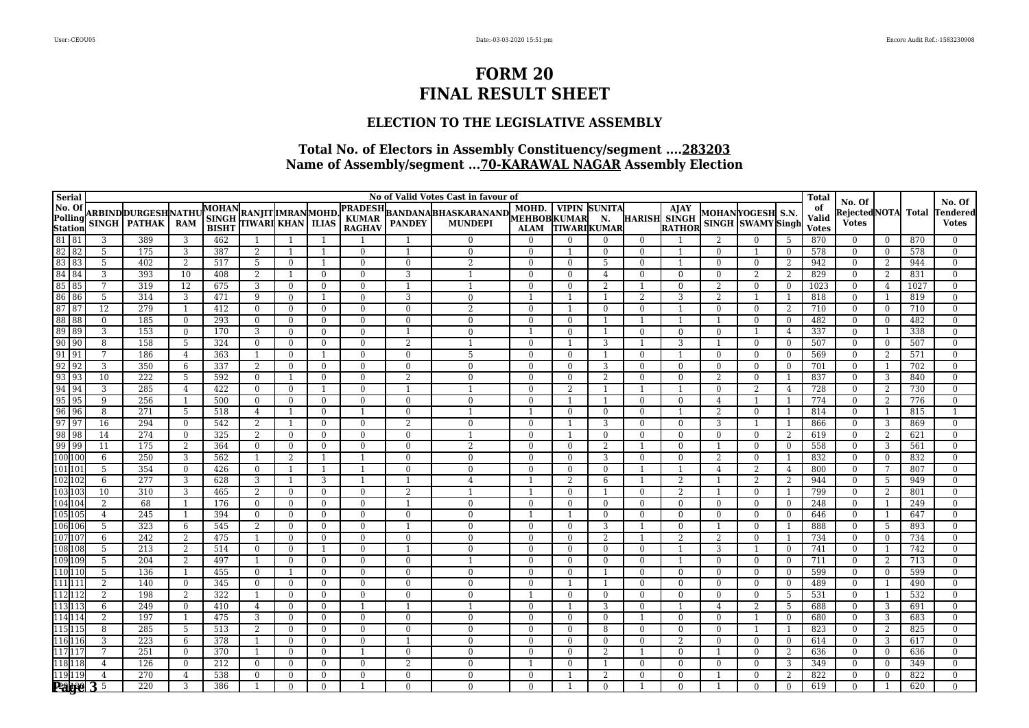# FORM 20
# FINAL RESULT SHEET

## ELECTION TO THE LEGISLATIVE ASSEMBLY

### Total No. of Electors in Assembly Constituency/segment ....283203
### Name of Assembly/segment ...70-KARAWAL NAGAR Assembly Election

| Serial No. Of Polling Station | | No of Valid Votes Cast in favour of | | | | | | | | | | | | | | | | | | | Total of Valid Votes | No. Of Rejected Votes | NOTA | Total | No. Of Tendered Votes |
|---|---|---|---|---|---|---|---|---|---|---|---|---|---|---|---|---|---|---|---|---|---|---|---|---|---|
| | | ARBIND SINGH | DURGESH PATHAK | NATHU RAM | MOHAN SINGH BISHT | RANJIT TIWARI | IMRAN KHAN | MOHD. ILIAS | PRADESH KUMAR RAGHAV | BANDANA PANDEY | BHASKARANAND MUNDEPI | MOHD. MEHBOB ALAM | VIPIN KUMAR TIWARI | SUNITA N. KUMAR | HARISH | AJAY SINGH RATHOR | MOHAN SINGH | YOGESH SWAMY | S.N. Singh | | | | | |
| 81 | 81 | 3 | 389 | 3 | 462 | 1 | 1 | 1 | 1 | 1 | 0 | 0 | 0 | 0 | 0 | 1 | 2 | 0 | 5 | 870 | 0 | 0 | 870 | 0 |
| 82 | 82 | 5 | 175 | 3 | 387 | 2 | 1 | 1 | 0 | 1 | 0 | 0 | 1 | 0 | 0 | 1 | 0 | 1 | 0 | 578 | 0 | 0 | 578 | 0 |
| 83 | 83 | 5 | 402 | 2 | 517 | 5 | 0 | 1 | 0 | 0 | 2 | 0 | 0 | 5 | 0 | 1 | 0 | 0 | 2 | 942 | 0 | 2 | 944 | 0 |
| 84 | 84 | 3 | 393 | 10 | 408 | 2 | 1 | 0 | 0 | 3 | 1 | 0 | 0 | 4 | 0 | 0 | 0 | 2 | 2 | 829 | 0 | 2 | 831 | 0 |
| 85 | 85 | 7 | 319 | 12 | 675 | 3 | 0 | 0 | 0 | 1 | 1 | 0 | 0 | 2 | 1 | 0 | 2 | 0 | 0 | 1023 | 0 | 4 | 1027 | 0 |
| 86 | 86 | 5 | 314 | 3 | 471 | 9 | 0 | 1 | 0 | 3 | 0 | 1 | 1 | 1 | 2 | 3 | 2 | 1 | 1 | 818 | 0 | 1 | 819 | 0 |
| 87 | 87 | 12 | 279 | 1 | 412 | 0 | 0 | 0 | 0 | 0 | 2 | 0 | 1 | 0 | 0 | 1 | 0 | 0 | 2 | 710 | 0 | 0 | 710 | 0 |
| 88 | 88 | 0 | 185 | 0 | 293 | 0 | 0 | 0 | 0 | 0 | 0 | 0 | 0 | 1 | 1 | 1 | 1 | 0 | 0 | 482 | 0 | 0 | 482 | 0 |
| 89 | 89 | 3 | 153 | 0 | 170 | 3 | 0 | 0 | 0 | 1 | 0 | 1 | 0 | 1 | 0 | 0 | 0 | 1 | 4 | 337 | 0 | 1 | 338 | 0 |
| 90 | 90 | 8 | 158 | 5 | 324 | 0 | 0 | 0 | 0 | 2 | 1 | 0 | 1 | 3 | 1 | 3 | 1 | 0 | 0 | 507 | 0 | 0 | 507 | 0 |
| 91 | 91 | 7 | 186 | 4 | 363 | 1 | 0 | 1 | 0 | 0 | 5 | 0 | 0 | 1 | 0 | 1 | 0 | 0 | 0 | 569 | 0 | 2 | 571 | 0 |
| 92 | 92 | 3 | 350 | 6 | 337 | 2 | 0 | 0 | 0 | 0 | 0 | 0 | 0 | 3 | 0 | 0 | 0 | 0 | 0 | 701 | 0 | 1 | 702 | 0 |
| 93 | 93 | 10 | 222 | 5 | 592 | 0 | 1 | 0 | 0 | 2 | 0 | 0 | 0 | 2 | 0 | 0 | 2 | 0 | 1 | 837 | 0 | 3 | 840 | 0 |
| 94 | 94 | 3 | 285 | 4 | 422 | 0 | 0 | 1 | 0 | 1 | 1 | 0 | 2 | 1 | 1 | 1 | 0 | 2 | 4 | 728 | 0 | 2 | 730 | 0 |
| 95 | 95 | 9 | 256 | 1 | 500 | 0 | 0 | 0 | 0 | 0 | 0 | 0 | 1 | 1 | 0 | 0 | 4 | 1 | 1 | 774 | 0 | 2 | 776 | 0 |
| 96 | 96 | 8 | 271 | 5 | 518 | 4 | 1 | 0 | 1 | 0 | 1 | 1 | 0 | 0 | 0 | 1 | 2 | 0 | 1 | 814 | 0 | 1 | 815 | 1 |
| 97 | 97 | 16 | 294 | 0 | 542 | 2 | 1 | 0 | 0 | 2 | 0 | 0 | 1 | 3 | 0 | 0 | 3 | 1 | 1 | 866 | 0 | 3 | 869 | 0 |
| 98 | 98 | 14 | 274 | 0 | 325 | 2 | 0 | 0 | 0 | 0 | 1 | 0 | 1 | 0 | 0 | 0 | 0 | 0 | 2 | 619 | 0 | 2 | 621 | 0 |
| 99 | 99 | 11 | 175 | 2 | 364 | 0 | 0 | 0 | 0 | 0 | 2 | 0 | 0 | 2 | 1 | 0 | 1 | 0 | 0 | 558 | 0 | 3 | 561 | 0 |
| 100 | 100 | 6 | 250 | 3 | 562 | 1 | 2 | 1 | 1 | 0 | 0 | 0 | 0 | 3 | 0 | 0 | 2 | 0 | 1 | 832 | 0 | 0 | 832 | 0 |
| 101 | 101 | 5 | 354 | 0 | 426 | 0 | 1 | 1 | 1 | 0 | 0 | 0 | 0 | 0 | 1 | 1 | 4 | 2 | 4 | 800 | 0 | 7 | 807 | 0 |
| 102 | 102 | 6 | 277 | 3 | 628 | 3 | 1 | 3 | 1 | 1 | 4 | 1 | 2 | 6 | 1 | 2 | 1 | 2 | 2 | 944 | 0 | 5 | 949 | 0 |
| 103 | 103 | 10 | 310 | 3 | 465 | 2 | 0 | 0 | 0 | 2 | 1 | 1 | 0 | 1 | 0 | 2 | 1 | 0 | 1 | 799 | 0 | 2 | 801 | 0 |
| 104 | 104 | 2 | 68 | 1 | 176 | 0 | 0 | 0 | 0 | 1 | 0 | 0 | 0 | 0 | 0 | 0 | 0 | 0 | 0 | 248 | 0 | 1 | 249 | 0 |
| 105 | 105 | 4 | 245 | 1 | 394 | 0 | 0 | 0 | 0 | 0 | 0 | 1 | 1 | 0 | 0 | 0 | 0 | 0 | 0 | 646 | 0 | 1 | 647 | 0 |
| 106 | 106 | 5 | 323 | 6 | 545 | 2 | 0 | 0 | 0 | 1 | 0 | 0 | 0 | 3 | 1 | 0 | 1 | 0 | 1 | 888 | 0 | 5 | 893 | 0 |
| 107 | 107 | 6 | 242 | 2 | 475 | 1 | 0 | 0 | 0 | 0 | 0 | 0 | 0 | 2 | 1 | 2 | 2 | 0 | 1 | 734 | 0 | 0 | 734 | 0 |
| 108 | 108 | 5 | 213 | 2 | 514 | 0 | 0 | 1 | 0 | 1 | 0 | 0 | 0 | 0 | 0 | 1 | 3 | 1 | 0 | 741 | 0 | 1 | 742 | 0 |
| 109 | 109 | 5 | 204 | 2 | 497 | 1 | 0 | 0 | 0 | 0 | 1 | 0 | 0 | 0 | 0 | 1 | 0 | 0 | 0 | 711 | 0 | 2 | 713 | 0 |
| 110 | 110 | 5 | 136 | 1 | 455 | 0 | 1 | 0 | 0 | 0 | 0 | 0 | 0 | 1 | 0 | 0 | 0 | 0 | 0 | 599 | 0 | 0 | 599 | 0 |
| 111 | 111 | 2 | 140 | 0 | 345 | 0 | 0 | 0 | 0 | 0 | 0 | 0 | 1 | 1 | 0 | 0 | 0 | 0 | 0 | 489 | 0 | 1 | 490 | 0 |
| 112 | 112 | 2 | 198 | 2 | 322 | 1 | 0 | 0 | 0 | 0 | 0 | 1 | 0 | 0 | 0 | 0 | 0 | 0 | 5 | 531 | 0 | 1 | 532 | 0 |
| 113 | 113 | 6 | 249 | 0 | 410 | 4 | 0 | 0 | 1 | 1 | 1 | 0 | 1 | 3 | 0 | 1 | 4 | 2 | 5 | 688 | 0 | 3 | 691 | 0 |
| 114 | 114 | 2 | 197 | 1 | 475 | 3 | 0 | 0 | 0 | 0 | 0 | 0 | 0 | 0 | 1 | 0 | 0 | 1 | 0 | 680 | 0 | 3 | 683 | 0 |
| 115 | 115 | 8 | 285 | 5 | 513 | 2 | 0 | 0 | 0 | 0 | 0 | 0 | 0 | 8 | 0 | 0 | 0 | 1 | 1 | 823 | 0 | 2 | 825 | 0 |
| 116 | 116 | 3 | 223 | 6 | 378 | 1 | 0 | 0 | 0 | 1 | 0 | 0 | 0 | 0 | 0 | 2 | 0 | 0 | 0 | 614 | 0 | 3 | 617 | 0 |
| 117 | 117 | 7 | 251 | 0 | 370 | 1 | 0 | 0 | 1 | 0 | 0 | 0 | 0 | 2 | 1 | 0 | 1 | 0 | 2 | 636 | 0 | 0 | 636 | 0 |
| 118 | 118 | 4 | 126 | 0 | 212 | 0 | 0 | 0 | 0 | 2 | 0 | 1 | 0 | 1 | 0 | 0 | 0 | 0 | 3 | 349 | 0 | 0 | 349 | 0 |
| 119 | 119 | 4 | 270 | 4 | 538 | 0 | 0 | 0 | 0 | 0 | 0 | 0 | 1 | 2 | 0 | 0 | 1 | 0 | 2 | 822 | 0 | 0 | 822 | 0 |
| 120 | 120 | 5 | 220 | 3 | 386 | 1 | 0 | 0 | 1 | 0 | 0 | 0 | 1 | 0 | 1 | 0 | 1 | 0 | 0 | 619 | 0 | 1 | 620 | 0 |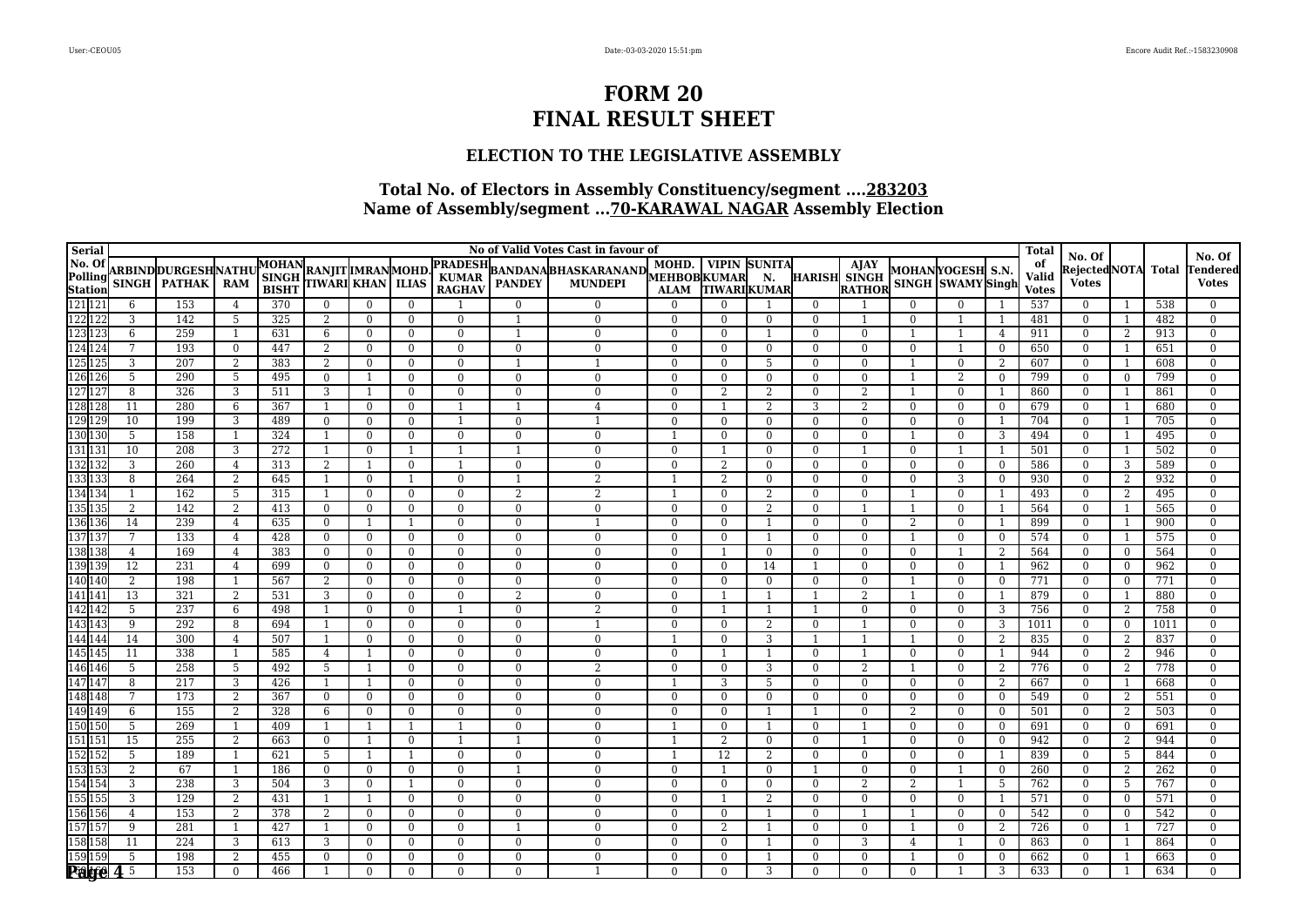# FORM 20
# FINAL RESULT SHEET

## ELECTION TO THE LEGISLATIVE ASSEMBLY

### Total No. of Electors in Assembly Constituency/segment ....283203
### Name of Assembly/segment ...70-KARAWAL NAGAR Assembly Election

| Serial No. Of Polling Station | | No of Valid Votes Cast in favour of | | | | | | | | | | | | | | | | | | | Total of Valid Votes | No. Of Rejected Votes | NOTA | Total | No. Of Tendered Votes |
|---|---|---|---|---|---|---|---|---|---|---|---|---|---|---|---|---|---|---|---|---|---|---|---|---|---|
| | | ARBIND SINGH | DURGESH PATHAK | NATHU RAM | MOHAN SINGH BISHT | RANJIT TIWARI | IMRAN KHAN | MOHD. ILIAS | PRADESH KUMAR RAGHAV | BANDANA PANDEY | BHASKARANAND MUNDEPI | MOHD. MEHBOB ALAM | VIPIN KUMAR TIWARI | SUNITA N. KUMAR | HARISH | AJAY SINGH RATHOR | MOHAN SINGH | YOGESH SWAMY | S.N. Singh | | | | | |
| 121 | 121 | 6 | 153 | 4 | 370 | 0 | 0 | 0 | 1 | 0 | 0 | 0 | 0 | 1 | 0 | 1 | 0 | 0 | 1 | 537 | 0 | 1 | 538 | 0 |
| 122 | 122 | 3 | 142 | 5 | 325 | 2 | 0 | 0 | 0 | 1 | 0 | 0 | 0 | 0 | 0 | 1 | 0 | 1 | 1 | 481 | 0 | 1 | 482 | 0 |
| 123 | 123 | 6 | 259 | 1 | 631 | 6 | 0 | 0 | 0 | 1 | 0 | 0 | 0 | 1 | 0 | 0 | 1 | 1 | 4 | 911 | 0 | 2 | 913 | 0 |
| 124 | 124 | 7 | 193 | 0 | 447 | 2 | 0 | 0 | 0 | 0 | 0 | 0 | 0 | 0 | 0 | 0 | 0 | 1 | 0 | 650 | 0 | 1 | 651 | 0 |
| 125 | 125 | 3 | 207 | 2 | 383 | 2 | 0 | 0 | 0 | 1 | 1 | 0 | 0 | 5 | 0 | 0 | 1 | 0 | 2 | 607 | 0 | 1 | 608 | 0 |
| 126 | 126 | 5 | 290 | 5 | 495 | 0 | 1 | 0 | 0 | 0 | 0 | 0 | 0 | 0 | 0 | 0 | 1 | 2 | 0 | 799 | 0 | 0 | 799 | 0 |
| 127 | 127 | 8 | 326 | 3 | 511 | 3 | 1 | 0 | 0 | 0 | 0 | 0 | 2 | 2 | 0 | 2 | 1 | 0 | 1 | 860 | 0 | 1 | 861 | 0 |
| 128 | 128 | 11 | 280 | 6 | 367 | 1 | 0 | 0 | 1 | 1 | 4 | 0 | 1 | 2 | 3 | 2 | 0 | 0 | 0 | 679 | 0 | 1 | 680 | 0 |
| 129 | 129 | 10 | 199 | 3 | 489 | 0 | 0 | 0 | 1 | 0 | 1 | 0 | 0 | 0 | 0 | 0 | 0 | 0 | 1 | 704 | 0 | 1 | 705 | 0 |
| 130 | 130 | 5 | 158 | 1 | 324 | 1 | 0 | 0 | 0 | 0 | 0 | 1 | 0 | 0 | 0 | 0 | 1 | 0 | 3 | 494 | 0 | 1 | 495 | 0 |
| 131 | 131 | 10 | 208 | 3 | 272 | 1 | 0 | 1 | 1 | 1 | 0 | 0 | 1 | 0 | 0 | 1 | 0 | 1 | 1 | 501 | 0 | 1 | 502 | 0 |
| 132 | 132 | 3 | 260 | 4 | 313 | 2 | 1 | 0 | 1 | 0 | 0 | 0 | 2 | 0 | 0 | 0 | 0 | 0 | 0 | 586 | 0 | 3 | 589 | 0 |
| 133 | 133 | 8 | 264 | 2 | 645 | 1 | 0 | 1 | 0 | 1 | 2 | 1 | 2 | 0 | 0 | 0 | 0 | 3 | 0 | 930 | 0 | 2 | 932 | 0 |
| 134 | 134 | 1 | 162 | 5 | 315 | 1 | 0 | 0 | 0 | 2 | 2 | 1 | 0 | 2 | 0 | 0 | 1 | 0 | 1 | 493 | 0 | 2 | 495 | 0 |
| 135 | 135 | 2 | 142 | 2 | 413 | 0 | 0 | 0 | 0 | 0 | 0 | 0 | 0 | 2 | 0 | 1 | 1 | 0 | 1 | 564 | 0 | 1 | 565 | 0 |
| 136 | 136 | 14 | 239 | 4 | 635 | 0 | 1 | 1 | 0 | 0 | 1 | 0 | 0 | 1 | 0 | 0 | 2 | 0 | 1 | 899 | 0 | 1 | 900 | 0 |
| 137 | 137 | 7 | 133 | 4 | 428 | 0 | 0 | 0 | 0 | 0 | 0 | 0 | 0 | 1 | 0 | 0 | 1 | 0 | 0 | 574 | 0 | 1 | 575 | 0 |
| 138 | 138 | 4 | 169 | 4 | 383 | 0 | 0 | 0 | 0 | 0 | 0 | 0 | 1 | 0 | 0 | 0 | 0 | 1 | 2 | 564 | 0 | 0 | 564 | 0 |
| 139 | 139 | 12 | 231 | 4 | 699 | 0 | 0 | 0 | 0 | 0 | 0 | 0 | 0 | 14 | 1 | 0 | 0 | 0 | 1 | 962 | 0 | 0 | 962 | 0 |
| 140 | 140 | 2 | 198 | 1 | 567 | 2 | 0 | 0 | 0 | 0 | 0 | 0 | 0 | 0 | 0 | 0 | 1 | 0 | 0 | 771 | 0 | 0 | 771 | 0 |
| 141 | 141 | 13 | 321 | 2 | 531 | 3 | 0 | 0 | 0 | 2 | 0 | 0 | 1 | 1 | 1 | 2 | 1 | 0 | 1 | 879 | 0 | 1 | 880 | 0 |
| 142 | 142 | 5 | 237 | 6 | 498 | 1 | 0 | 0 | 1 | 0 | 2 | 0 | 1 | 1 | 1 | 0 | 0 | 0 | 3 | 756 | 0 | 2 | 758 | 0 |
| 143 | 143 | 9 | 292 | 8 | 694 | 1 | 0 | 0 | 0 | 0 | 1 | 0 | 0 | 2 | 0 | 1 | 0 | 0 | 3 | 1011 | 0 | 0 | 1011 | 0 |
| 144 | 144 | 14 | 300 | 4 | 507 | 1 | 0 | 0 | 0 | 0 | 0 | 1 | 0 | 3 | 1 | 1 | 1 | 0 | 2 | 835 | 0 | 2 | 837 | 0 |
| 145 | 145 | 11 | 338 | 1 | 585 | 4 | 1 | 0 | 0 | 0 | 0 | 0 | 1 | 1 | 0 | 1 | 0 | 0 | 1 | 944 | 0 | 2 | 946 | 0 |
| 146 | 146 | 5 | 258 | 5 | 492 | 5 | 1 | 0 | 0 | 0 | 2 | 0 | 0 | 3 | 0 | 2 | 1 | 0 | 2 | 776 | 0 | 2 | 778 | 0 |
| 147 | 147 | 8 | 217 | 3 | 426 | 1 | 1 | 0 | 0 | 0 | 0 | 1 | 3 | 5 | 0 | 0 | 0 | 0 | 2 | 667 | 0 | 1 | 668 | 0 |
| 148 | 148 | 7 | 173 | 2 | 367 | 0 | 0 | 0 | 0 | 0 | 0 | 0 | 0 | 0 | 0 | 0 | 0 | 0 | 0 | 549 | 0 | 2 | 551 | 0 |
| 149 | 149 | 6 | 155 | 2 | 328 | 6 | 0 | 0 | 0 | 0 | 0 | 0 | 0 | 1 | 1 | 0 | 2 | 0 | 0 | 501 | 0 | 2 | 503 | 0 |
| 150 | 150 | 5 | 269 | 1 | 409 | 1 | 1 | 1 | 1 | 0 | 0 | 1 | 0 | 1 | 0 | 1 | 0 | 0 | 0 | 691 | 0 | 0 | 691 | 0 |
| 151 | 151 | 15 | 255 | 2 | 663 | 0 | 1 | 0 | 1 | 1 | 0 | 1 | 2 | 0 | 0 | 1 | 0 | 0 | 0 | 942 | 0 | 2 | 944 | 0 |
| 152 | 152 | 5 | 189 | 1 | 621 | 5 | 1 | 1 | 0 | 0 | 0 | 1 | 12 | 2 | 0 | 0 | 0 | 0 | 1 | 839 | 0 | 5 | 844 | 0 |
| 153 | 153 | 2 | 67 | 1 | 186 | 0 | 0 | 0 | 0 | 1 | 0 | 0 | 1 | 0 | 1 | 0 | 0 | 1 | 0 | 260 | 0 | 2 | 262 | 0 |
| 154 | 154 | 3 | 238 | 3 | 504 | 3 | 0 | 1 | 0 | 0 | 0 | 0 | 0 | 0 | 0 | 2 | 2 | 1 | 5 | 762 | 0 | 5 | 767 | 0 |
| 155 | 155 | 3 | 129 | 2 | 431 | 1 | 1 | 0 | 0 | 0 | 0 | 0 | 1 | 2 | 0 | 0 | 0 | 0 | 1 | 571 | 0 | 0 | 571 | 0 |
| 156 | 156 | 4 | 153 | 2 | 378 | 2 | 0 | 0 | 0 | 0 | 0 | 0 | 0 | 1 | 0 | 1 | 1 | 0 | 0 | 542 | 0 | 0 | 542 | 0 |
| 157 | 157 | 9 | 281 | 1 | 427 | 1 | 0 | 0 | 0 | 1 | 0 | 0 | 2 | 1 | 0 | 0 | 1 | 0 | 2 | 726 | 0 | 1 | 727 | 0 |
| 158 | 158 | 11 | 224 | 3 | 613 | 3 | 0 | 0 | 0 | 0 | 0 | 0 | 0 | 1 | 0 | 3 | 4 | 1 | 0 | 863 | 0 | 1 | 864 | 0 |
| 159 | 159 | 5 | 198 | 2 | 455 | 0 | 0 | 0 | 0 | 0 | 0 | 0 | 0 | 1 | 0 | 0 | 1 | 0 | 0 | 662 | 0 | 1 | 663 | 0 |
| 160 | 160 | 5 | 153 | 0 | 466 | 1 | 0 | 0 | 0 | 0 | 1 | 0 | 0 | 3 | 0 | 0 | 0 | 1 | 3 | 633 | 0 | 1 | 634 | 0 |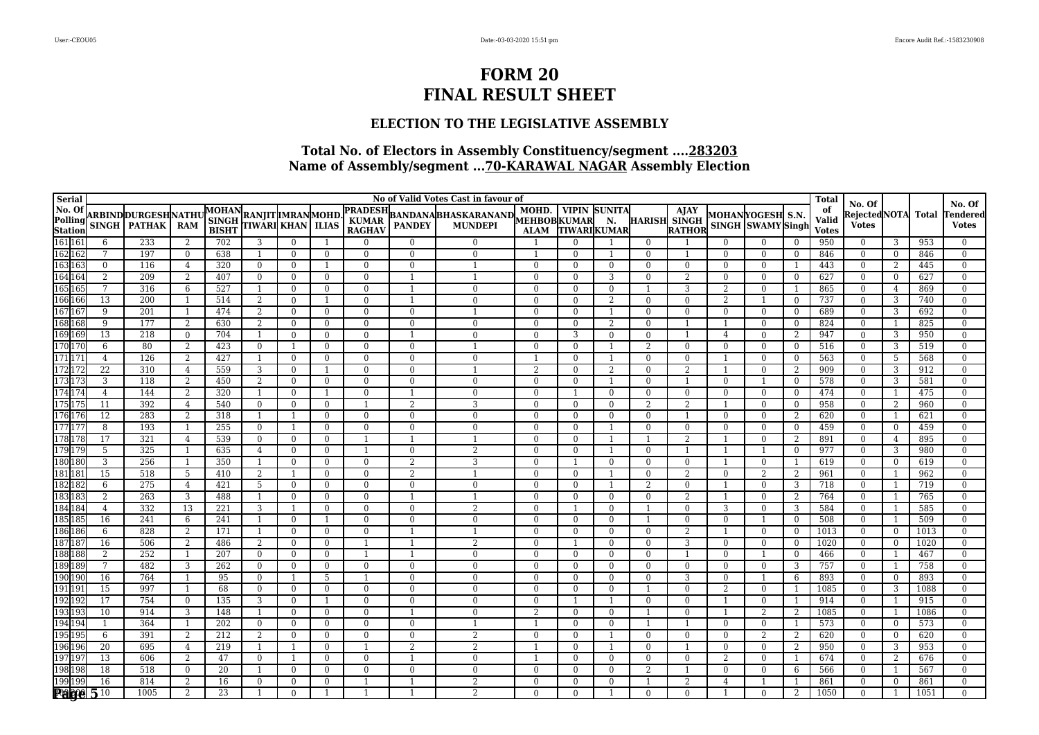# FORM 20
# FINAL RESULT SHEET

## ELECTION TO THE LEGISLATIVE ASSEMBLY

### Total No. of Electors in Assembly Constituency/segment ....283203
### Name of Assembly/segment ...70-KARAWAL NAGAR Assembly Election

| Serial No. Of Polling Station | | No of Valid Votes Cast in favour of | | | | | | | | | | | | | | | | | | | Total of Valid Votes | No. Of Rejected Votes | NOTA | Total | No. Of Tendered Votes |
|---|---|---|---|---|---|---|---|---|---|---|---|---|---|---|---|---|---|---|---|---|---|---|---|---|---|
| | | ARBIND SINGH | DURGESH PATHAK | NATHU RAM | MOHAN SINGH BISHT | RANJIT TIWARI | IMRAN KHAN | MOHD. ILIAS | PRADESH KUMAR RAGHAV | BANDANA PANDEY | BHASKARANAND MUNDEPI | MOHD. MEHBOB ALAM | VIPIN KUMAR TIWARI | SUNITA N. KUMAR | HARISH | AJAY SINGH RATHOR | MOHAN SINGH | YOGESH SWAMY | S.N. Singh | | | | | |
| 161 | 161 | 6 | 233 | 2 | 702 | 3 | 0 | 1 | 0 | 0 | 0 | 1 | 0 | 1 | 0 | 1 | 0 | 0 | 0 | 950 | 0 | 3 | 953 | 0 |
| 162 | 162 | 7 | 197 | 0 | 638 | 1 | 0 | 0 | 0 | 0 | 0 | 1 | 0 | 1 | 0 | 1 | 0 | 0 | 0 | 846 | 0 | 0 | 846 | 0 |
| 163 | 163 | 0 | 116 | 4 | 320 | 0 | 0 | 1 | 0 | 0 | 1 | 0 | 0 | 0 | 0 | 0 | 0 | 0 | 1 | 443 | 0 | 2 | 445 | 0 |
| 164 | 164 | 2 | 209 | 2 | 407 | 0 | 0 | 0 | 0 | 1 | 1 | 0 | 0 | 3 | 0 | 2 | 0 | 0 | 0 | 627 | 0 | 0 | 627 | 0 |
| 165 | 165 | 7 | 316 | 6 | 527 | 1 | 0 | 0 | 0 | 1 | 0 | 0 | 0 | 0 | 1 | 3 | 2 | 0 | 1 | 865 | 0 | 4 | 869 | 0 |
| 166 | 166 | 13 | 200 | 1 | 514 | 2 | 0 | 1 | 0 | 1 | 0 | 0 | 0 | 2 | 0 | 0 | 2 | 1 | 0 | 737 | 0 | 3 | 740 | 0 |
| 167 | 167 | 9 | 201 | 1 | 474 | 2 | 0 | 0 | 0 | 0 | 1 | 0 | 0 | 1 | 0 | 0 | 0 | 0 | 0 | 689 | 0 | 3 | 692 | 0 |
| 168 | 168 | 9 | 177 | 2 | 630 | 2 | 0 | 0 | 0 | 0 | 0 | 0 | 0 | 2 | 0 | 1 | 1 | 0 | 0 | 824 | 0 | 1 | 825 | 0 |
| 169 | 169 | 13 | 218 | 0 | 704 | 1 | 0 | 0 | 0 | 1 | 0 | 0 | 3 | 0 | 0 | 1 | 4 | 0 | 2 | 947 | 0 | 3 | 950 | 0 |
| 170 | 170 | 6 | 80 | 2 | 423 | 0 | 1 | 0 | 0 | 0 | 1 | 0 | 0 | 1 | 2 | 0 | 0 | 0 | 0 | 516 | 0 | 3 | 519 | 0 |
| 171 | 171 | 4 | 126 | 2 | 427 | 1 | 0 | 0 | 0 | 0 | 0 | 1 | 0 | 1 | 0 | 0 | 1 | 0 | 0 | 563 | 0 | 5 | 568 | 0 |
| 172 | 172 | 22 | 310 | 4 | 559 | 3 | 0 | 1 | 0 | 0 | 1 | 2 | 0 | 2 | 0 | 2 | 1 | 0 | 2 | 909 | 0 | 3 | 912 | 0 |
| 173 | 173 | 3 | 118 | 2 | 450 | 2 | 0 | 0 | 0 | 0 | 0 | 0 | 0 | 1 | 0 | 1 | 0 | 1 | 0 | 578 | 0 | 3 | 581 | 0 |
| 174 | 174 | 4 | 144 | 2 | 320 | 1 | 0 | 1 | 0 | 1 | 0 | 0 | 1 | 0 | 0 | 0 | 0 | 0 | 0 | 474 | 0 | 1 | 475 | 0 |
| 175 | 175 | 11 | 392 | 4 | 540 | 0 | 0 | 0 | 1 | 2 | 3 | 0 | 0 | 0 | 2 | 2 | 1 | 0 | 0 | 958 | 0 | 2 | 960 | 0 |
| 176 | 176 | 12 | 283 | 2 | 318 | 1 | 1 | 0 | 0 | 0 | 0 | 0 | 0 | 0 | 0 | 1 | 0 | 0 | 2 | 620 | 0 | 1 | 621 | 0 |
| 177 | 177 | 8 | 193 | 1 | 255 | 0 | 1 | 0 | 0 | 0 | 0 | 0 | 0 | 1 | 0 | 0 | 0 | 0 | 0 | 459 | 0 | 0 | 459 | 0 |
| 178 | 178 | 17 | 321 | 4 | 539 | 0 | 0 | 0 | 1 | 1 | 1 | 0 | 0 | 1 | 1 | 2 | 1 | 0 | 2 | 891 | 0 | 4 | 895 | 0 |
| 179 | 179 | 5 | 325 | 1 | 635 | 4 | 0 | 0 | 1 | 0 | 2 | 0 | 0 | 1 | 0 | 1 | 1 | 1 | 0 | 977 | 0 | 3 | 980 | 0 |
| 180 | 180 | 3 | 256 | 1 | 350 | 1 | 0 | 0 | 0 | 2 | 3 | 0 | 1 | 0 | 0 | 0 | 1 | 0 | 1 | 619 | 0 | 0 | 619 | 0 |
| 181 | 181 | 15 | 518 | 5 | 410 | 2 | 1 | 0 | 0 | 2 | 1 | 0 | 0 | 1 | 0 | 2 | 0 | 2 | 2 | 961 | 0 | 1 | 962 | 0 |
| 182 | 182 | 6 | 275 | 4 | 421 | 5 | 0 | 0 | 0 | 0 | 0 | 0 | 0 | 1 | 2 | 0 | 1 | 0 | 3 | 718 | 0 | 1 | 719 | 0 |
| 183 | 183 | 2 | 263 | 3 | 488 | 1 | 0 | 0 | 0 | 1 | 1 | 0 | 0 | 0 | 0 | 2 | 1 | 0 | 2 | 764 | 0 | 1 | 765 | 0 |
| 184 | 184 | 4 | 332 | 13 | 221 | 3 | 1 | 0 | 0 | 0 | 2 | 0 | 1 | 0 | 1 | 0 | 3 | 0 | 3 | 584 | 0 | 1 | 585 | 0 |
| 185 | 185 | 16 | 241 | 6 | 241 | 1 | 0 | 1 | 0 | 0 | 0 | 0 | 0 | 0 | 1 | 0 | 0 | 1 | 0 | 508 | 0 | 1 | 509 | 0 |
| 186 | 186 | 6 | 828 | 2 | 171 | 1 | 0 | 0 | 0 | 1 | 1 | 0 | 0 | 0 | 0 | 2 | 1 | 0 | 0 | 1013 | 0 | 0 | 1013 | 0 |
| 187 | 187 | 16 | 506 | 2 | 486 | 2 | 0 | 0 | 1 | 1 | 2 | 0 | 1 | 0 | 0 | 3 | 0 | 0 | 0 | 1020 | 0 | 0 | 1020 | 0 |
| 188 | 188 | 2 | 252 | 1 | 207 | 0 | 0 | 0 | 1 | 1 | 0 | 0 | 0 | 0 | 0 | 1 | 0 | 1 | 0 | 466 | 0 | 1 | 467 | 0 |
| 189 | 189 | 7 | 482 | 3 | 262 | 0 | 0 | 0 | 0 | 0 | 0 | 0 | 0 | 0 | 0 | 0 | 0 | 0 | 3 | 757 | 0 | 1 | 758 | 0 |
| 190 | 190 | 16 | 764 | 1 | 95 | 0 | 1 | 5 | 1 | 0 | 0 | 0 | 0 | 0 | 0 | 3 | 0 | 1 | 6 | 893 | 0 | 0 | 893 | 0 |
| 191 | 191 | 15 | 997 | 1 | 68 | 0 | 0 | 0 | 0 | 0 | 0 | 0 | 0 | 0 | 1 | 0 | 2 | 0 | 1 | 1085 | 0 | 3 | 1088 | 0 |
| 192 | 192 | 17 | 754 | 0 | 135 | 3 | 0 | 1 | 0 | 0 | 0 | 0 | 1 | 1 | 0 | 0 | 1 | 0 | 1 | 914 | 0 | 1 | 915 | 0 |
| 193 | 193 | 10 | 914 | 3 | 148 | 1 | 0 | 0 | 0 | 1 | 0 | 2 | 0 | 0 | 1 | 0 | 1 | 2 | 2 | 1085 | 0 | 1 | 1086 | 0 |
| 194 | 194 | 1 | 364 | 1 | 202 | 0 | 0 | 0 | 0 | 0 | 1 | 1 | 0 | 0 | 1 | 1 | 0 | 0 | 1 | 573 | 0 | 0 | 573 | 0 |
| 195 | 195 | 6 | 391 | 2 | 212 | 2 | 0 | 0 | 0 | 0 | 2 | 0 | 0 | 1 | 0 | 0 | 0 | 2 | 2 | 620 | 0 | 0 | 620 | 0 |
| 196 | 196 | 20 | 695 | 4 | 219 | 1 | 1 | 0 | 1 | 2 | 2 | 1 | 0 | 1 | 0 | 1 | 0 | 0 | 2 | 950 | 0 | 3 | 953 | 0 |
| 197 | 197 | 13 | 606 | 2 | 47 | 0 | 1 | 0 | 0 | 1 | 0 | 1 | 0 | 0 | 0 | 0 | 2 | 0 | 1 | 674 | 0 | 2 | 676 | 0 |
| 198 | 198 | 18 | 518 | 0 | 20 | 1 | 0 | 0 | 0 | 0 | 0 | 0 | 0 | 0 | 2 | 1 | 0 | 0 | 6 | 566 | 0 | 1 | 567 | 0 |
| 199 | 199 | 16 | 814 | 2 | 16 | 0 | 0 | 0 | 1 | 1 | 2 | 0 | 0 | 0 | 1 | 2 | 4 | 1 | 1 | 861 | 0 | 0 | 861 | 0 |
| 200 | 200 | 10 | 1005 | 2 | 23 | 1 | 0 | 1 | 1 | 1 | 2 | 0 | 0 | 1 | 0 | 0 | 1 | 0 | 2 | 1050 | 0 | 1 | 1051 | 0 |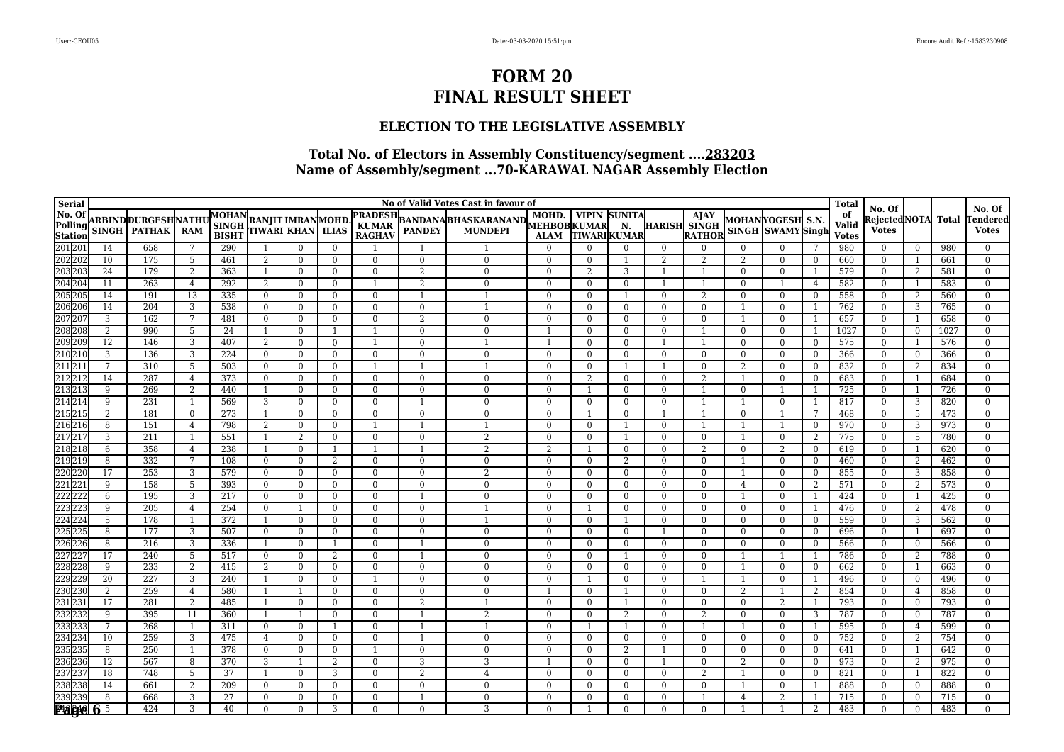# FORM 20
# FINAL RESULT SHEET

## ELECTION TO THE LEGISLATIVE ASSEMBLY

### Total No. of Electors in Assembly Constituency/segment ....283203
### Name of Assembly/segment ...70-KARAWAL NAGAR Assembly Election

| Serial No. Of Polling Station | | No of Valid Votes Cast in favour of | | | | | | | | | | | | | | | | | | | Total of Valid Votes | No. Of Rejected Votes | NOTA | Total | No. Of Tendered Votes |
|---|---|---|---|---|---|---|---|---|---|---|---|---|---|---|---|---|---|---|---|---|---|---|---|---|---|
| | | ARBIND SINGH | DURGESH PATHAK | NATHU RAM | MOHAN SINGH BISHT | RANJIT TIWARI | IMRAN KHAN | MOHD. ILIAS | PRADESH KUMAR RAGHAV | BANDANA PANDEY | BHASKARANAND MUNDEPI | MOHD. MEHBOB ALAM | VIPIN KUMAR TIWARI | SUNITA N. KUMAR | HARISH | AJAY SINGH RATHOR | MOHAN SINGH | YOGESH SWAMY | S.N. Singh | | | | | |
| 201 | 201 | 14 | 658 | 7 | 290 | 1 | 0 | 0 | 1 | 1 | 1 | 0 | 0 | 0 | 0 | 0 | 0 | 0 | 7 | 980 | 0 | 0 | 980 | 0 |
| 202 | 202 | 10 | 175 | 5 | 461 | 2 | 0 | 0 | 0 | 0 | 0 | 0 | 0 | 1 | 2 | 2 | 2 | 0 | 0 | 660 | 0 | 1 | 661 | 0 |
| 203 | 203 | 24 | 179 | 2 | 363 | 1 | 0 | 0 | 0 | 2 | 0 | 0 | 2 | 3 | 1 | 1 | 0 | 0 | 1 | 579 | 0 | 2 | 581 | 0 |
| 204 | 204 | 11 | 263 | 4 | 292 | 2 | 0 | 0 | 1 | 2 | 0 | 0 | 0 | 0 | 1 | 1 | 0 | 1 | 4 | 582 | 0 | 1 | 583 | 0 |
| 205 | 205 | 14 | 191 | 13 | 335 | 0 | 0 | 0 | 0 | 1 | 1 | 0 | 0 | 1 | 0 | 2 | 0 | 0 | 0 | 558 | 0 | 2 | 560 | 0 |
| 206 | 206 | 14 | 204 | 3 | 538 | 0 | 0 | 0 | 0 | 0 | 1 | 0 | 0 | 0 | 0 | 0 | 1 | 0 | 1 | 762 | 0 | 3 | 765 | 0 |
| 207 | 207 | 3 | 162 | 7 | 481 | 0 | 0 | 0 | 0 | 2 | 0 | 0 | 0 | 0 | 0 | 0 | 1 | 0 | 1 | 657 | 0 | 1 | 658 | 0 |
| 208 | 208 | 2 | 990 | 5 | 24 | 1 | 0 | 1 | 1 | 0 | 0 | 1 | 0 | 0 | 0 | 1 | 0 | 0 | 1 | 1027 | 0 | 0 | 1027 | 0 |
| 209 | 209 | 12 | 146 | 3 | 407 | 2 | 0 | 0 | 1 | 0 | 1 | 1 | 0 | 0 | 1 | 1 | 0 | 0 | 0 | 575 | 0 | 1 | 576 | 0 |
| 210 | 210 | 3 | 136 | 3 | 224 | 0 | 0 | 0 | 0 | 0 | 0 | 0 | 0 | 0 | 0 | 0 | 0 | 0 | 0 | 366 | 0 | 0 | 366 | 0 |
| 211 | 211 | 7 | 310 | 5 | 503 | 0 | 0 | 0 | 1 | 1 | 1 | 0 | 0 | 1 | 1 | 0 | 2 | 0 | 0 | 832 | 0 | 2 | 834 | 0 |
| 212 | 212 | 14 | 287 | 4 | 373 | 0 | 0 | 0 | 0 | 0 | 0 | 0 | 2 | 0 | 0 | 2 | 1 | 0 | 0 | 683 | 0 | 1 | 684 | 0 |
| 213 | 213 | 9 | 269 | 2 | 440 | 1 | 0 | 0 | 0 | 0 | 0 | 0 | 1 | 0 | 0 | 1 | 0 | 1 | 1 | 725 | 0 | 1 | 726 | 0 |
| 214 | 214 | 9 | 231 | 1 | 569 | 3 | 0 | 0 | 0 | 1 | 0 | 0 | 0 | 0 | 0 | 1 | 1 | 0 | 1 | 817 | 0 | 3 | 820 | 0 |
| 215 | 215 | 2 | 181 | 0 | 273 | 1 | 0 | 0 | 0 | 0 | 0 | 0 | 1 | 0 | 1 | 1 | 0 | 1 | 7 | 468 | 0 | 5 | 473 | 0 |
| 216 | 216 | 8 | 151 | 4 | 798 | 2 | 0 | 0 | 1 | 1 | 1 | 0 | 0 | 1 | 0 | 1 | 1 | 1 | 0 | 970 | 0 | 3 | 973 | 0 |
| 217 | 217 | 3 | 211 | 1 | 551 | 1 | 2 | 0 | 0 | 0 | 2 | 0 | 0 | 1 | 0 | 0 | 1 | 0 | 2 | 775 | 0 | 5 | 780 | 0 |
| 218 | 218 | 6 | 358 | 4 | 238 | 1 | 0 | 1 | 1 | 1 | 2 | 2 | 1 | 0 | 0 | 2 | 0 | 2 | 0 | 619 | 0 | 1 | 620 | 0 |
| 219 | 219 | 8 | 332 | 7 | 108 | 0 | 0 | 2 | 0 | 0 | 0 | 0 | 0 | 2 | 0 | 0 | 1 | 0 | 0 | 460 | 0 | 2 | 462 | 0 |
| 220 | 220 | 17 | 253 | 3 | 579 | 0 | 0 | 0 | 0 | 0 | 2 | 0 | 0 | 0 | 0 | 0 | 1 | 0 | 0 | 855 | 0 | 3 | 858 | 0 |
| 221 | 221 | 9 | 158 | 5 | 393 | 0 | 0 | 0 | 0 | 0 | 0 | 0 | 0 | 0 | 0 | 0 | 4 | 0 | 2 | 571 | 0 | 2 | 573 | 0 |
| 222 | 222 | 6 | 195 | 3 | 217 | 0 | 0 | 0 | 0 | 1 | 0 | 0 | 0 | 0 | 0 | 0 | 1 | 0 | 1 | 424 | 0 | 1 | 425 | 0 |
| 223 | 223 | 9 | 205 | 4 | 254 | 0 | 1 | 0 | 0 | 0 | 1 | 0 | 1 | 0 | 0 | 0 | 0 | 0 | 1 | 476 | 0 | 2 | 478 | 0 |
| 224 | 224 | 5 | 178 | 1 | 372 | 1 | 0 | 0 | 0 | 0 | 1 | 0 | 0 | 1 | 0 | 0 | 0 | 0 | 0 | 559 | 0 | 3 | 562 | 0 |
| 225 | 225 | 8 | 177 | 3 | 507 | 0 | 0 | 0 | 0 | 0 | 0 | 0 | 0 | 0 | 1 | 0 | 0 | 0 | 0 | 696 | 0 | 1 | 697 | 0 |
| 226 | 226 | 8 | 216 | 3 | 336 | 1 | 0 | 1 | 0 | 1 | 0 | 0 | 0 | 0 | 0 | 0 | 0 | 0 | 0 | 566 | 0 | 0 | 566 | 0 |
| 227 | 227 | 17 | 240 | 5 | 517 | 0 | 0 | 2 | 0 | 1 | 0 | 0 | 0 | 1 | 0 | 0 | 1 | 1 | 1 | 786 | 0 | 2 | 788 | 0 |
| 228 | 228 | 9 | 233 | 2 | 415 | 2 | 0 | 0 | 0 | 0 | 0 | 0 | 0 | 0 | 0 | 0 | 1 | 0 | 0 | 662 | 0 | 1 | 663 | 0 |
| 229 | 229 | 20 | 227 | 3 | 240 | 1 | 0 | 0 | 1 | 0 | 0 | 0 | 1 | 0 | 0 | 1 | 1 | 0 | 1 | 496 | 0 | 0 | 496 | 0 |
| 230 | 230 | 2 | 259 | 4 | 580 | 1 | 1 | 0 | 0 | 0 | 0 | 1 | 0 | 1 | 0 | 0 | 2 | 1 | 2 | 854 | 0 | 4 | 858 | 0 |
| 231 | 231 | 17 | 281 | 2 | 485 | 1 | 0 | 0 | 0 | 2 | 1 | 0 | 0 | 1 | 0 | 0 | 0 | 2 | 1 | 793 | 0 | 0 | 793 | 0 |
| 232 | 232 | 9 | 395 | 11 | 360 | 1 | 1 | 0 | 0 | 1 | 2 | 0 | 0 | 2 | 0 | 2 | 0 | 0 | 3 | 787 | 0 | 0 | 787 | 0 |
| 233 | 233 | 7 | 268 | 1 | 311 | 0 | 0 | 1 | 0 | 1 | 1 | 0 | 1 | 1 | 0 | 1 | 1 | 0 | 1 | 595 | 0 | 4 | 599 | 0 |
| 234 | 234 | 10 | 259 | 3 | 475 | 4 | 0 | 0 | 0 | 1 | 0 | 0 | 0 | 0 | 0 | 0 | 0 | 0 | 0 | 752 | 0 | 2 | 754 | 0 |
| 235 | 235 | 8 | 250 | 1 | 378 | 0 | 0 | 0 | 1 | 0 | 0 | 0 | 0 | 2 | 1 | 0 | 0 | 0 | 0 | 641 | 0 | 1 | 642 | 0 |
| 236 | 236 | 12 | 567 | 8 | 370 | 3 | 1 | 2 | 0 | 3 | 3 | 1 | 0 | 0 | 1 | 0 | 2 | 0 | 0 | 973 | 0 | 2 | 975 | 0 |
| 237 | 237 | 18 | 748 | 5 | 37 | 1 | 0 | 3 | 0 | 2 | 4 | 0 | 0 | 0 | 0 | 2 | 1 | 0 | 0 | 821 | 0 | 1 | 822 | 0 |
| 238 | 238 | 14 | 661 | 2 | 209 | 0 | 0 | 0 | 0 | 0 | 0 | 0 | 0 | 0 | 0 | 0 | 1 | 0 | 1 | 888 | 0 | 0 | 888 | 0 |
| 239 | 239 | 8 | 668 | 3 | 27 | 0 | 0 | 0 | 0 | 1 | 0 | 0 | 0 | 0 | 0 | 1 | 4 | 2 | 1 | 715 | 0 | 0 | 715 | 0 |
| 240 | 240 | 5 | 424 | 3 | 40 | 0 | 0 | 3 | 0 | 0 | 3 | 0 | 1 | 0 | 0 | 0 | 1 | 1 | 2 | 483 | 0 | 0 | 483 | 0 |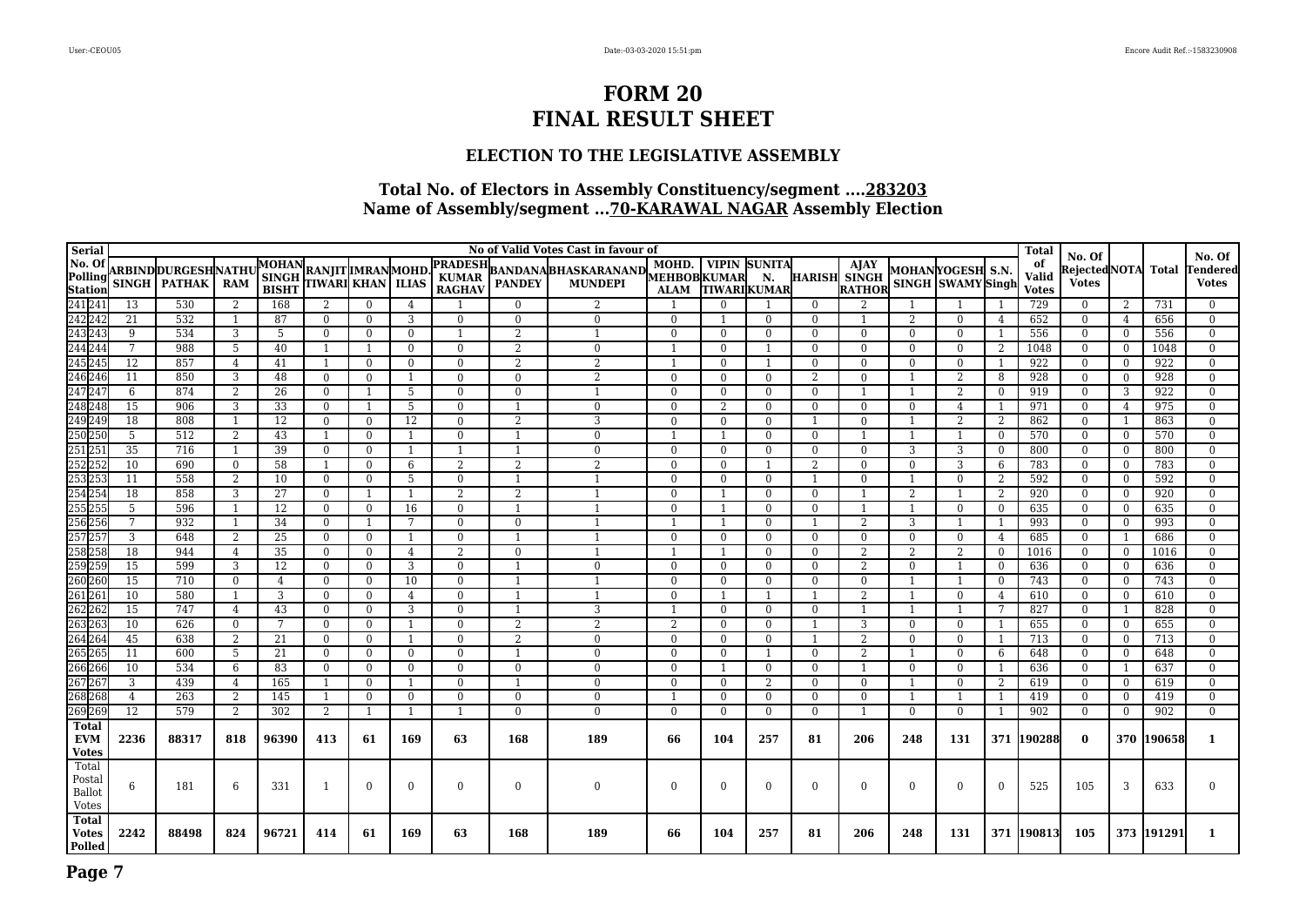# FORM 20
# FINAL RESULT SHEET

### ELECTION TO THE LEGISLATIVE ASSEMBLY

### Total No. of Electors in Assembly Constituency/segment ....283203
### Name of Assembly/segment ...70-KARAWAL NAGAR Assembly Election

| Serial No. Of Polling Station | | No of Valid Votes Cast in favour of | | | | | | | | | | | | | | | | | | | Total of Valid Votes | No. Of Rejected Votes | NOTA | Total | No. Of Tendered Votes |
|---|---|---|---|---|---|---|---|---|---|---|---|---|---|---|---|---|---|---|---|---|---|---|---|---|---|
| | | ARBIND SINGH | DURGESH PATHAK | NATHU RAM | MOHAN SINGH BISHT | RANJIT TIWARI | IMRAN KHAN | MOHD. ILIAS | PRADESH KUMAR RAGHAV | BANDANA PANDEY | BHASKARANAND MUNDEPI | MOHD. MEHBOB ALAM | VIPIN KUMAR TIWARI | SUNITA N. KUMAR | HARISH | AJAY SINGH RATHOR | MOHAN SINGH | YOGESH SWAMY | S.N. Singh | | | | | |
| 241 | 241 | 13 | 530 | 2 | 168 | 2 | 0 | 4 | 1 | 0 | 2 | 1 | 0 | 1 | 0 | 2 | 1 | 1 | 1 | 729 | 0 | 2 | 731 | 0 |
| 242 | 242 | 21 | 532 | 1 | 87 | 0 | 0 | 3 | 0 | 0 | 0 | 0 | 1 | 0 | 0 | 1 | 2 | 0 | 4 | 652 | 0 | 4 | 656 | 0 |
| 243 | 243 | 9 | 534 | 3 | 5 | 0 | 0 | 0 | 1 | 2 | 1 | 0 | 0 | 0 | 0 | 0 | 0 | 0 | 1 | 556 | 0 | 0 | 556 | 0 |
| 244 | 244 | 7 | 988 | 5 | 40 | 1 | 1 | 0 | 0 | 2 | 0 | 1 | 0 | 1 | 0 | 0 | 0 | 0 | 2 | 1048 | 0 | 0 | 1048 | 0 |
| 245 | 245 | 12 | 857 | 4 | 41 | 1 | 0 | 0 | 0 | 2 | 2 | 1 | 0 | 1 | 0 | 0 | 0 | 0 | 1 | 922 | 0 | 0 | 922 | 0 |
| 246 | 246 | 11 | 850 | 3 | 48 | 0 | 0 | 1 | 0 | 0 | 2 | 0 | 0 | 0 | 2 | 0 | 1 | 2 | 8 | 928 | 0 | 0 | 928 | 0 |
| 247 | 247 | 6 | 874 | 2 | 26 | 0 | 1 | 5 | 0 | 0 | 1 | 0 | 0 | 0 | 0 | 1 | 1 | 2 | 0 | 919 | 0 | 3 | 922 | 0 |
| 248 | 248 | 15 | 906 | 3 | 33 | 0 | 1 | 5 | 0 | 1 | 0 | 0 | 2 | 0 | 0 | 0 | 0 | 4 | 1 | 971 | 0 | 4 | 975 | 0 |
| 249 | 249 | 18 | 808 | 1 | 12 | 0 | 0 | 12 | 0 | 2 | 3 | 0 | 0 | 0 | 1 | 0 | 1 | 2 | 2 | 862 | 0 | 1 | 863 | 0 |
| 250 | 250 | 5 | 512 | 2 | 43 | 1 | 0 | 1 | 0 | 1 | 0 | 1 | 1 | 0 | 0 | 1 | 1 | 1 | 0 | 570 | 0 | 0 | 570 | 0 |
| 251 | 251 | 35 | 716 | 1 | 39 | 0 | 0 | 1 | 1 | 1 | 0 | 0 | 0 | 0 | 0 | 0 | 3 | 3 | 0 | 800 | 0 | 0 | 800 | 0 |
| 252 | 252 | 10 | 690 | 0 | 58 | 1 | 0 | 6 | 2 | 2 | 2 | 0 | 0 | 1 | 2 | 0 | 0 | 3 | 6 | 783 | 0 | 0 | 783 | 0 |
| 253 | 253 | 11 | 558 | 2 | 10 | 0 | 0 | 5 | 0 | 1 | 1 | 0 | 0 | 0 | 1 | 0 | 1 | 0 | 2 | 592 | 0 | 0 | 592 | 0 |
| 254 | 254 | 18 | 858 | 3 | 27 | 0 | 1 | 1 | 2 | 2 | 1 | 0 | 1 | 0 | 0 | 1 | 2 | 1 | 2 | 920 | 0 | 0 | 920 | 0 |
| 255 | 255 | 5 | 596 | 1 | 12 | 0 | 0 | 16 | 0 | 1 | 1 | 0 | 1 | 0 | 0 | 1 | 1 | 0 | 0 | 635 | 0 | 0 | 635 | 0 |
| 256 | 256 | 7 | 932 | 1 | 34 | 0 | 1 | 7 | 0 | 0 | 1 | 1 | 1 | 0 | 1 | 2 | 3 | 1 | 1 | 993 | 0 | 0 | 993 | 0 |
| 257 | 257 | 3 | 648 | 2 | 25 | 0 | 0 | 1 | 0 | 1 | 1 | 0 | 0 | 0 | 0 | 0 | 0 | 0 | 4 | 685 | 0 | 1 | 686 | 0 |
| 258 | 258 | 18 | 944 | 4 | 35 | 0 | 0 | 4 | 2 | 0 | 1 | 1 | 1 | 0 | 0 | 2 | 2 | 2 | 0 | 1016 | 0 | 0 | 1016 | 0 |
| 259 | 259 | 15 | 599 | 3 | 12 | 0 | 0 | 3 | 0 | 1 | 0 | 0 | 0 | 0 | 0 | 2 | 0 | 1 | 0 | 636 | 0 | 0 | 636 | 0 |
| 260 | 260 | 15 | 710 | 0 | 4 | 0 | 0 | 10 | 0 | 1 | 1 | 0 | 0 | 0 | 0 | 0 | 1 | 1 | 0 | 743 | 0 | 0 | 743 | 0 |
| 261 | 261 | 10 | 580 | 1 | 3 | 0 | 0 | 4 | 0 | 1 | 1 | 0 | 1 | 1 | 1 | 2 | 1 | 0 | 4 | 610 | 0 | 0 | 610 | 0 |
| 262 | 262 | 15 | 747 | 4 | 43 | 0 | 0 | 3 | 0 | 1 | 3 | 1 | 0 | 0 | 0 | 1 | 1 | 1 | 7 | 827 | 0 | 1 | 828 | 0 |
| 263 | 263 | 10 | 626 | 0 | 7 | 0 | 0 | 1 | 0 | 2 | 2 | 2 | 0 | 0 | 1 | 3 | 0 | 0 | 1 | 655 | 0 | 0 | 655 | 0 |
| 264 | 264 | 45 | 638 | 2 | 21 | 0 | 0 | 1 | 0 | 2 | 0 | 0 | 0 | 0 | 1 | 2 | 0 | 0 | 1 | 713 | 0 | 0 | 713 | 0 |
| 265 | 265 | 11 | 600 | 5 | 21 | 0 | 0 | 0 | 0 | 1 | 0 | 0 | 0 | 1 | 0 | 2 | 1 | 0 | 6 | 648 | 0 | 0 | 648 | 0 |
| 266 | 266 | 10 | 534 | 6 | 83 | 0 | 0 | 0 | 0 | 0 | 0 | 0 | 1 | 0 | 0 | 1 | 0 | 0 | 1 | 636 | 0 | 1 | 637 | 0 |
| 267 | 267 | 3 | 439 | 4 | 165 | 1 | 0 | 1 | 0 | 1 | 0 | 0 | 0 | 2 | 0 | 0 | 1 | 0 | 2 | 619 | 0 | 0 | 619 | 0 |
| 268 | 268 | 4 | 263 | 2 | 145 | 1 | 0 | 0 | 0 | 0 | 0 | 1 | 0 | 0 | 0 | 0 | 1 | 1 | 1 | 419 | 0 | 0 | 419 | 0 |
| 269 | 269 | 12 | 579 | 2 | 302 | 2 | 1 | 1 | 1 | 0 | 0 | 0 | 0 | 0 | 0 | 1 | 0 | 0 | 1 | 902 | 0 | 0 | 902 | 0 |
| **Total EVM Votes** | | **2236** | **88317** | **818** | **96390** | **413** | **61** | **169** | **63** | **168** | **189** | **66** | **104** | **257** | **81** | **206** | **248** | **131** | **371** | **190288** | **0** | **370** | **190658** | **1** |
| Total Postal Ballot Votes | | 6 | 181 | 6 | 331 | 1 | 0 | 0 | 0 | 0 | 0 | 0 | 0 | 0 | 0 | 0 | 0 | 0 | 0 | 525 | 105 | 3 | 633 | 0 |
| **Total Votes Polled** | | **2242** | **88498** | **824** | **96721** | **414** | **61** | **169** | **63** | **168** | **189** | **66** | **104** | **257** | **81** | **206** | **248** | **131** | **371** | **190813** | **105** | **373** | **191291** | **1** |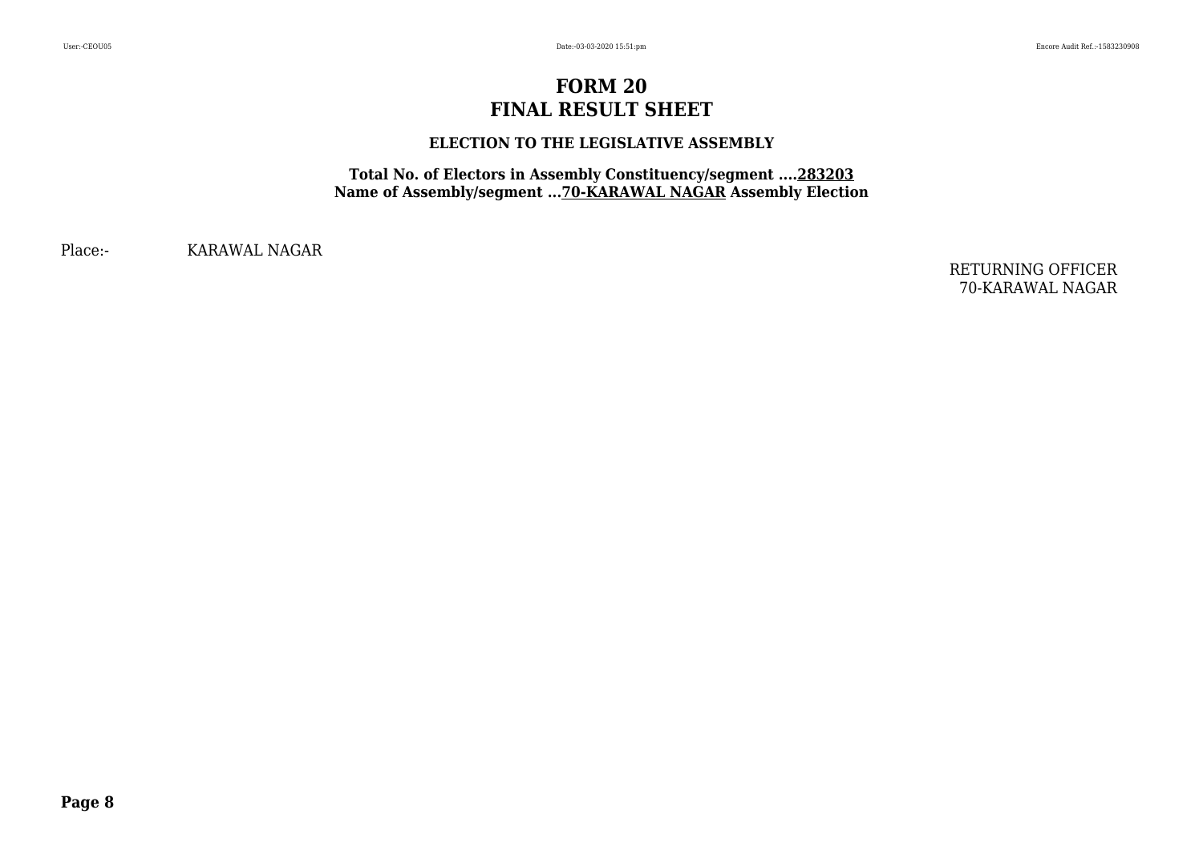# FORM 20
# FINAL RESULT SHEET

### ELECTION TO THE LEGISLATIVE ASSEMBLY

**Total No. of Electors in Assembly Constituency/segment ....283203**
**Name of Assembly/segment ...70-KARAWAL NAGAR Assembly Election**

Place:- KARAWAL NAGAR

RETURNING OFFICER
70-KARAWAL NAGAR